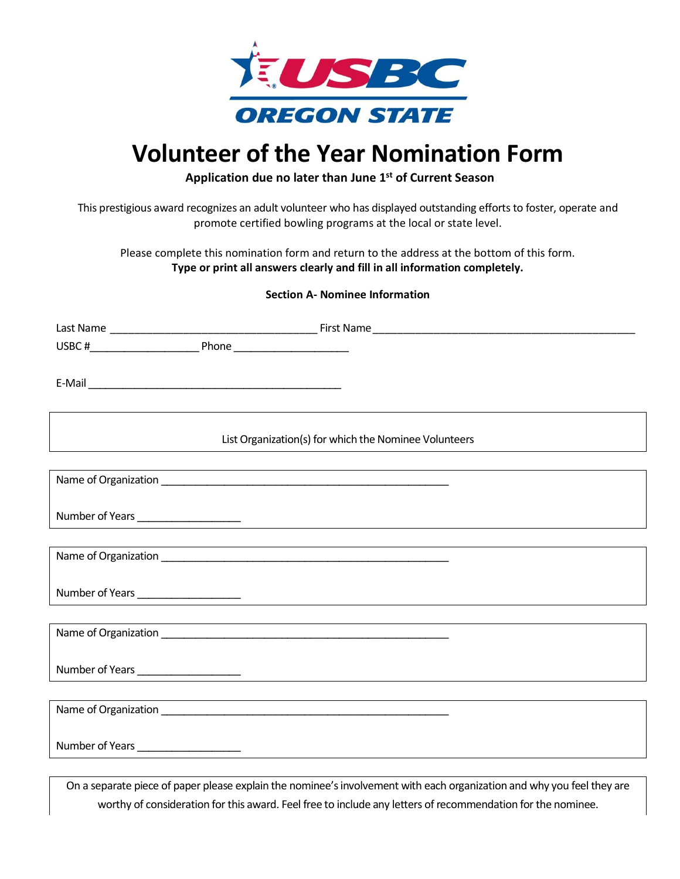USBC OREGON STATE

# Volunteer of the Year Nomination Form

**Application due no later than June 1st of Current Season**

This prestigious award recognizes an adult volunteer who has displayed outstanding efforts to foster, operate and promote certified bowling programs at the local or state level.

Please complete this nomination form and return to the address at the bottom of this form.
**Type or print all answers clearly and fill in all information completely.**

**Section A- Nominee Information**

Last Name ___________________________________ First Name _____________________________________________

USBC #__________________ Phone ___________________

E-Mail ___________________________________________

List Organization(s) for which the Nominee Volunteers

Name of Organization _________________________________________________

Number of Years _________________

Name of Organization _________________________________________________

Number of Years _________________

Name of Organization _________________________________________________

Number of Years _________________

Name of Organization _________________________________________________

Number of Years _________________

On a separate piece of paper please explain the nominee's involvement with each organization and why you feel they are worthy of consideration for this award. Feel free to include any letters of recommendation for the nominee.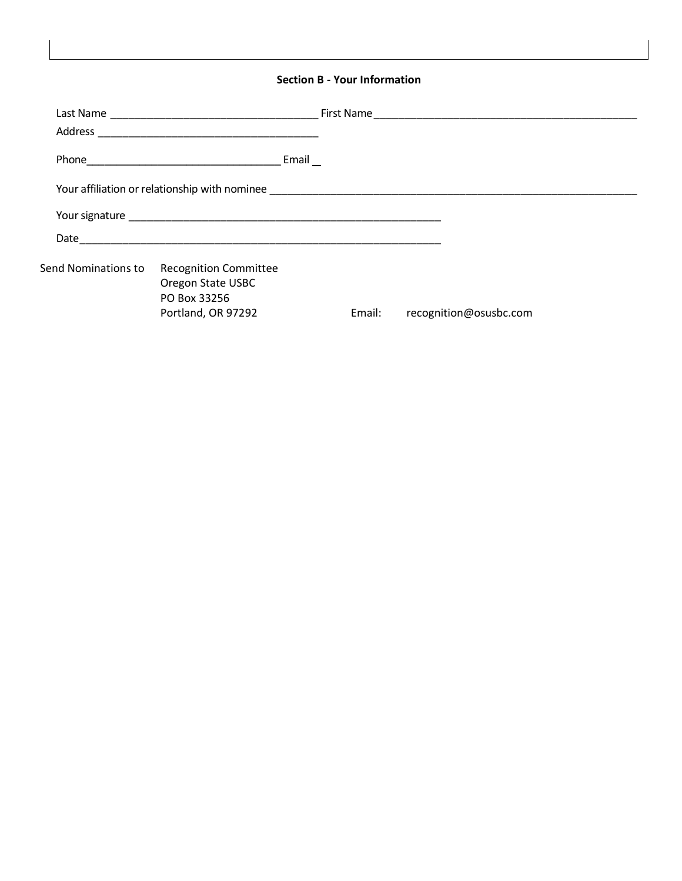**Section B - Your Information**

Last Name ___________________________________ First Name _____________________________________________

Address _____________________________________

Phone_________________________________ Email _

Your affiliation or relationship with nominee ______________________________________________________________

Your signature ______________________________________________________

Date_______________________________________________________________

Send Nominations to Recognition Committee
Oregon State USBC
PO Box 33256
Portland, OR 97292

Email: recognition@osusbc.com